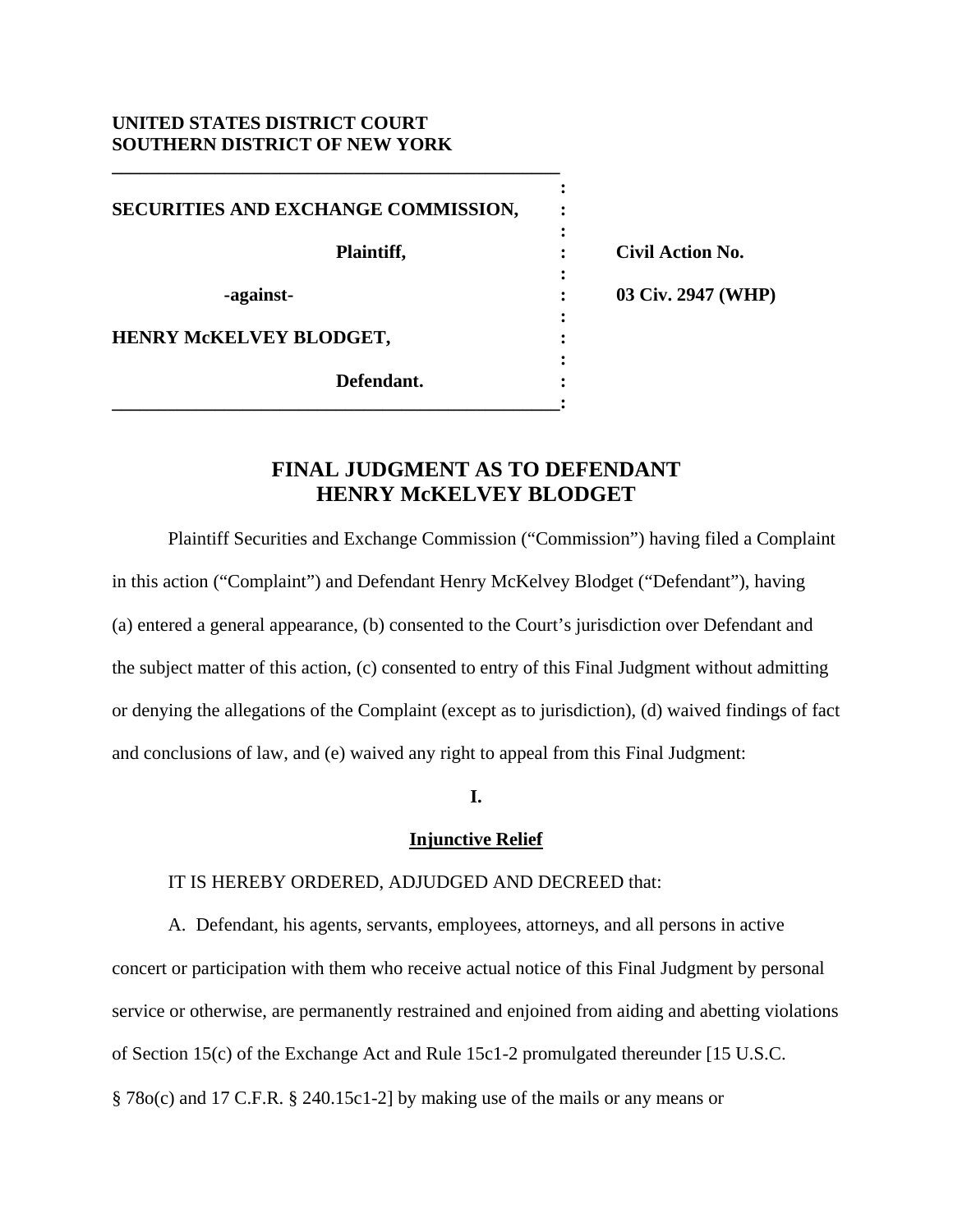**UNITED STATES DISTRICT COURT**
**SOUTHERN DISTRICT OF NEW YORK**

| | | |
|---|---|---|
| **SECURITIES AND EXCHANGE COMMISSION,** | : | |
| **Plaintiff,** | : | **Civil Action No.** |
| **-against-** | : | **03 Civ. 2947 (WHP)** |
| **HENRY McKELVEY BLODGET,** | : | |
| **Defendant.** | : | |

# FINAL JUDGMENT AS TO DEFENDANT HENRY McKELVEY BLODGET

Plaintiff Securities and Exchange Commission ("Commission") having filed a Complaint in this action ("Complaint") and Defendant Henry McKelvey Blodget ("Defendant"), having (a) entered a general appearance, (b) consented to the Court's jurisdiction over Defendant and the subject matter of this action, (c) consented to entry of this Final Judgment without admitting or denying the allegations of the Complaint (except as to jurisdiction), (d) waived findings of fact and conclusions of law, and (e) waived any right to appeal from this Final Judgment:

## I.

## Injunctive Relief

IT IS HEREBY ORDERED, ADJUDGED AND DECREED that:

A. Defendant, his agents, servants, employees, attorneys, and all persons in active concert or participation with them who receive actual notice of this Final Judgment by personal service or otherwise, are permanently restrained and enjoined from aiding and abetting violations of Section 15(c) of the Exchange Act and Rule 15c1-2 promulgated thereunder [15 U.S.C. § 78o(c) and 17 C.F.R. § 240.15c1-2] by making use of the mails or any means or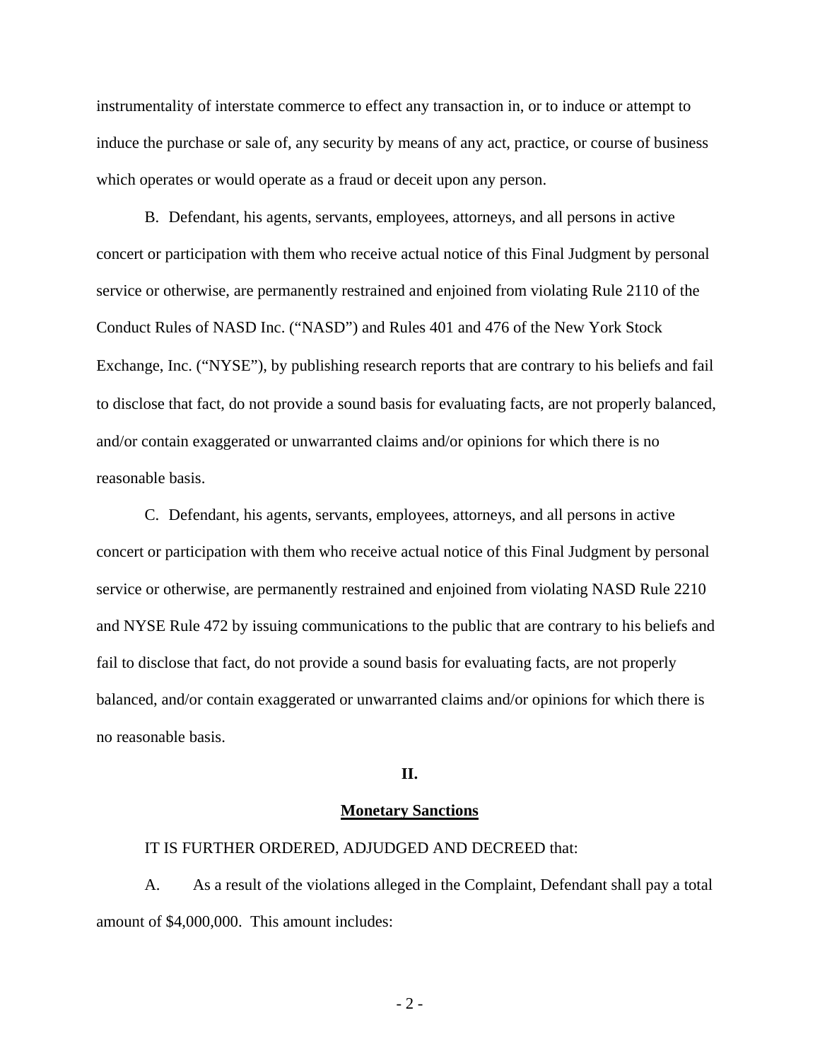instrumentality of interstate commerce to effect any transaction in, or to induce or attempt to induce the purchase or sale of, any security by means of any act, practice, or course of business which operates or would operate as a fraud or deceit upon any person.

B. Defendant, his agents, servants, employees, attorneys, and all persons in active concert or participation with them who receive actual notice of this Final Judgment by personal service or otherwise, are permanently restrained and enjoined from violating Rule 2110 of the Conduct Rules of NASD Inc. ("NASD") and Rules 401 and 476 of the New York Stock Exchange, Inc. ("NYSE"), by publishing research reports that are contrary to his beliefs and fail to disclose that fact, do not provide a sound basis for evaluating facts, are not properly balanced, and/or contain exaggerated or unwarranted claims and/or opinions for which there is no reasonable basis.

C. Defendant, his agents, servants, employees, attorneys, and all persons in active concert or participation with them who receive actual notice of this Final Judgment by personal service or otherwise, are permanently restrained and enjoined from violating NASD Rule 2210 and NYSE Rule 472 by issuing communications to the public that are contrary to his beliefs and fail to disclose that fact, do not provide a sound basis for evaluating facts, are not properly balanced, and/or contain exaggerated or unwarranted claims and/or opinions for which there is no reasonable basis.

## II.

## **Monetary Sanctions**

IT IS FURTHER ORDERED, ADJUDGED AND DECREED that:

A. As a result of the violations alleged in the Complaint, Defendant shall pay a total amount of $4,000,000. This amount includes: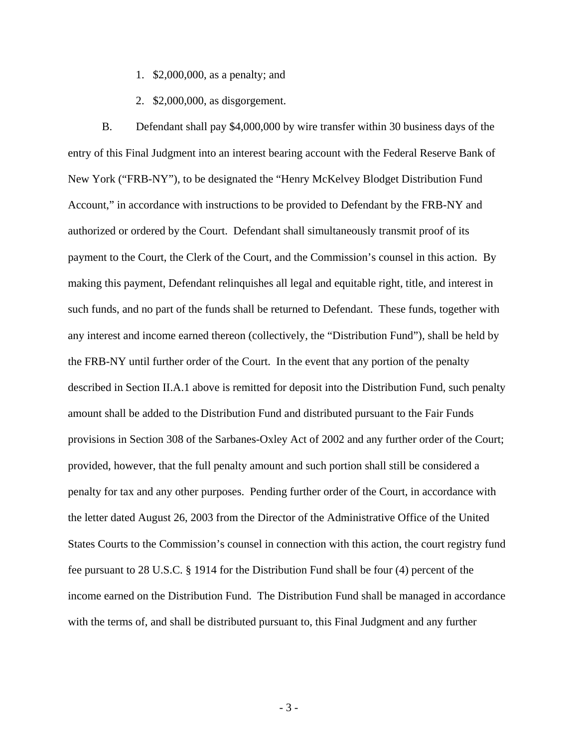1. $2,000,000, as a penalty; and
2. $2,000,000, as disgorgement.

B. Defendant shall pay $4,000,000 by wire transfer within 30 business days of the entry of this Final Judgment into an interest bearing account with the Federal Reserve Bank of New York ("FRB-NY"), to be designated the "Henry McKelvey Blodget Distribution Fund Account," in accordance with instructions to be provided to Defendant by the FRB-NY and authorized or ordered by the Court. Defendant shall simultaneously transmit proof of its payment to the Court, the Clerk of the Court, and the Commission's counsel in this action. By making this payment, Defendant relinquishes all legal and equitable right, title, and interest in such funds, and no part of the funds shall be returned to Defendant. These funds, together with any interest and income earned thereon (collectively, the "Distribution Fund"), shall be held by the FRB-NY until further order of the Court. In the event that any portion of the penalty described in Section II.A.1 above is remitted for deposit into the Distribution Fund, such penalty amount shall be added to the Distribution Fund and distributed pursuant to the Fair Funds provisions in Section 308 of the Sarbanes-Oxley Act of 2002 and any further order of the Court; provided, however, that the full penalty amount and such portion shall still be considered a penalty for tax and any other purposes. Pending further order of the Court, in accordance with the letter dated August 26, 2003 from the Director of the Administrative Office of the United States Courts to the Commission's counsel in connection with this action, the court registry fund fee pursuant to 28 U.S.C. § 1914 for the Distribution Fund shall be four (4) percent of the income earned on the Distribution Fund. The Distribution Fund shall be managed in accordance with the terms of, and shall be distributed pursuant to, this Final Judgment and any further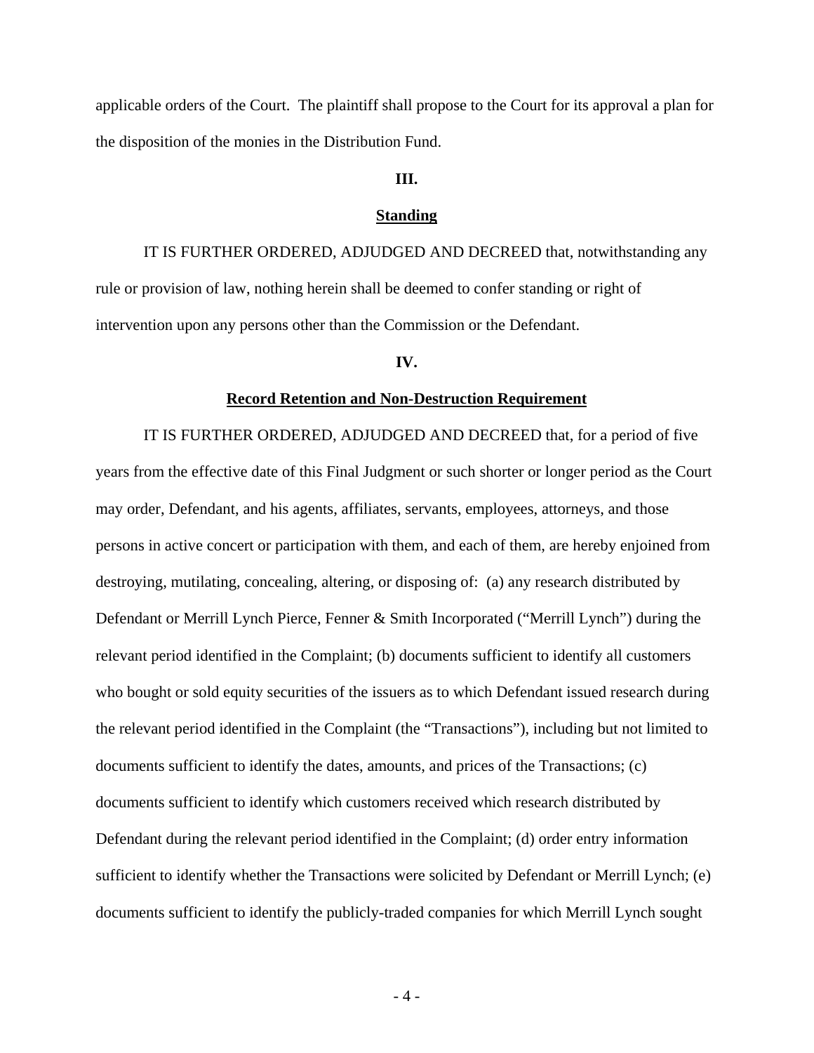applicable orders of the Court. The plaintiff shall propose to the Court for its approval a plan for the disposition of the monies in the Distribution Fund.

**III.**

**Standing**

IT IS FURTHER ORDERED, ADJUDGED AND DECREED that, notwithstanding any rule or provision of law, nothing herein shall be deemed to confer standing or right of intervention upon any persons other than the Commission or the Defendant.

**IV.**

**Record Retention and Non-Destruction Requirement**

IT IS FURTHER ORDERED, ADJUDGED AND DECREED that, for a period of five years from the effective date of this Final Judgment or such shorter or longer period as the Court may order, Defendant, and his agents, affiliates, servants, employees, attorneys, and those persons in active concert or participation with them, and each of them, are hereby enjoined from destroying, mutilating, concealing, altering, or disposing of: (a) any research distributed by Defendant or Merrill Lynch Pierce, Fenner & Smith Incorporated ("Merrill Lynch") during the relevant period identified in the Complaint; (b) documents sufficient to identify all customers who bought or sold equity securities of the issuers as to which Defendant issued research during the relevant period identified in the Complaint (the "Transactions"), including but not limited to documents sufficient to identify the dates, amounts, and prices of the Transactions; (c) documents sufficient to identify which customers received which research distributed by Defendant during the relevant period identified in the Complaint; (d) order entry information sufficient to identify whether the Transactions were solicited by Defendant or Merrill Lynch; (e) documents sufficient to identify the publicly-traded companies for which Merrill Lynch sought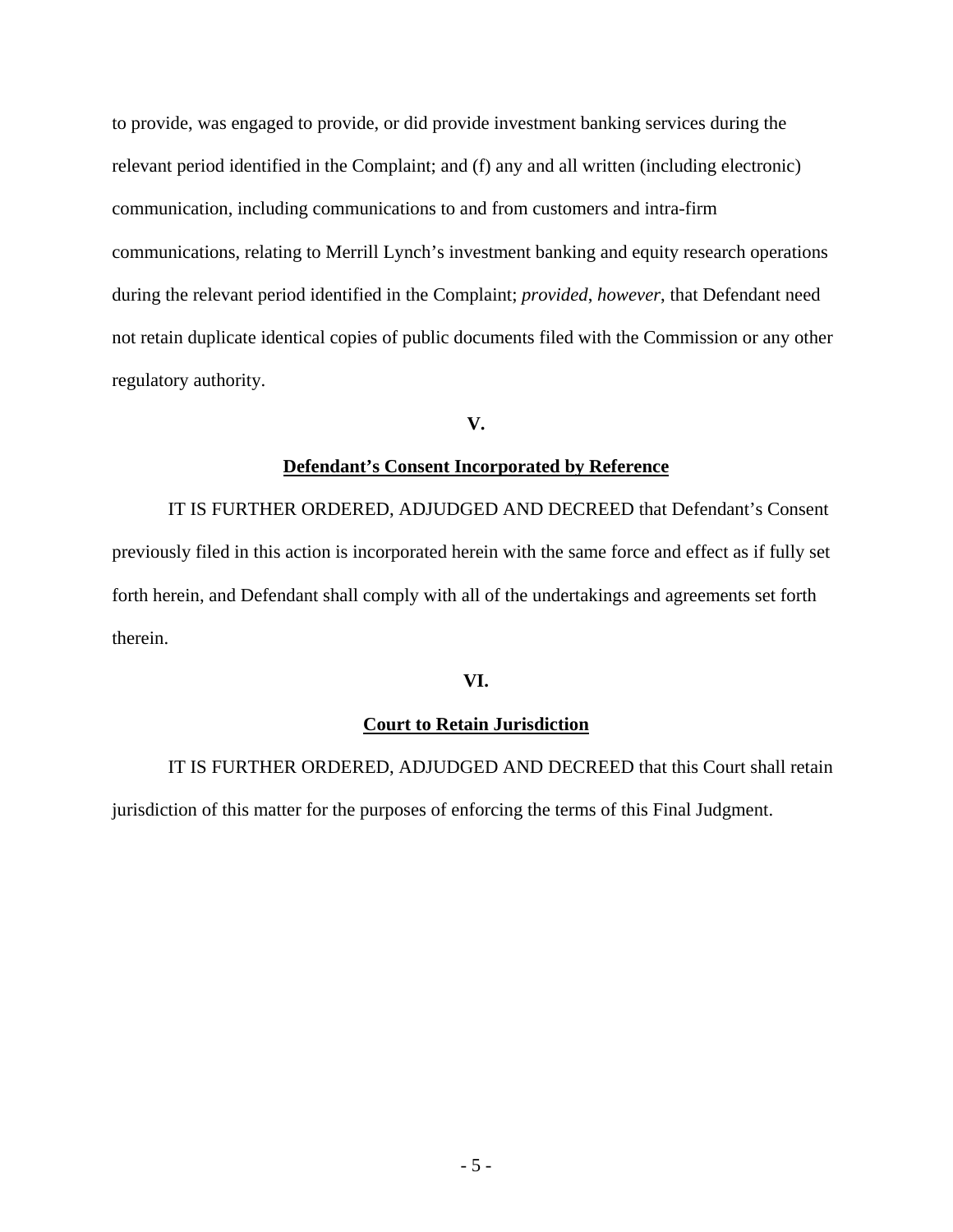to provide, was engaged to provide, or did provide investment banking services during the relevant period identified in the Complaint; and (f) any and all written (including electronic) communication, including communications to and from customers and intra-firm communications, relating to Merrill Lynch's investment banking and equity research operations during the relevant period identified in the Complaint; *provided*, *however*, that Defendant need not retain duplicate identical copies of public documents filed with the Commission or any other regulatory authority.

**V.**

**Defendant's Consent Incorporated by Reference**

IT IS FURTHER ORDERED, ADJUDGED AND DECREED that Defendant's Consent previously filed in this action is incorporated herein with the same force and effect as if fully set forth herein, and Defendant shall comply with all of the undertakings and agreements set forth therein.

**VI.**

**Court to Retain Jurisdiction**

IT IS FURTHER ORDERED, ADJUDGED AND DECREED that this Court shall retain jurisdiction of this matter for the purposes of enforcing the terms of this Final Judgment.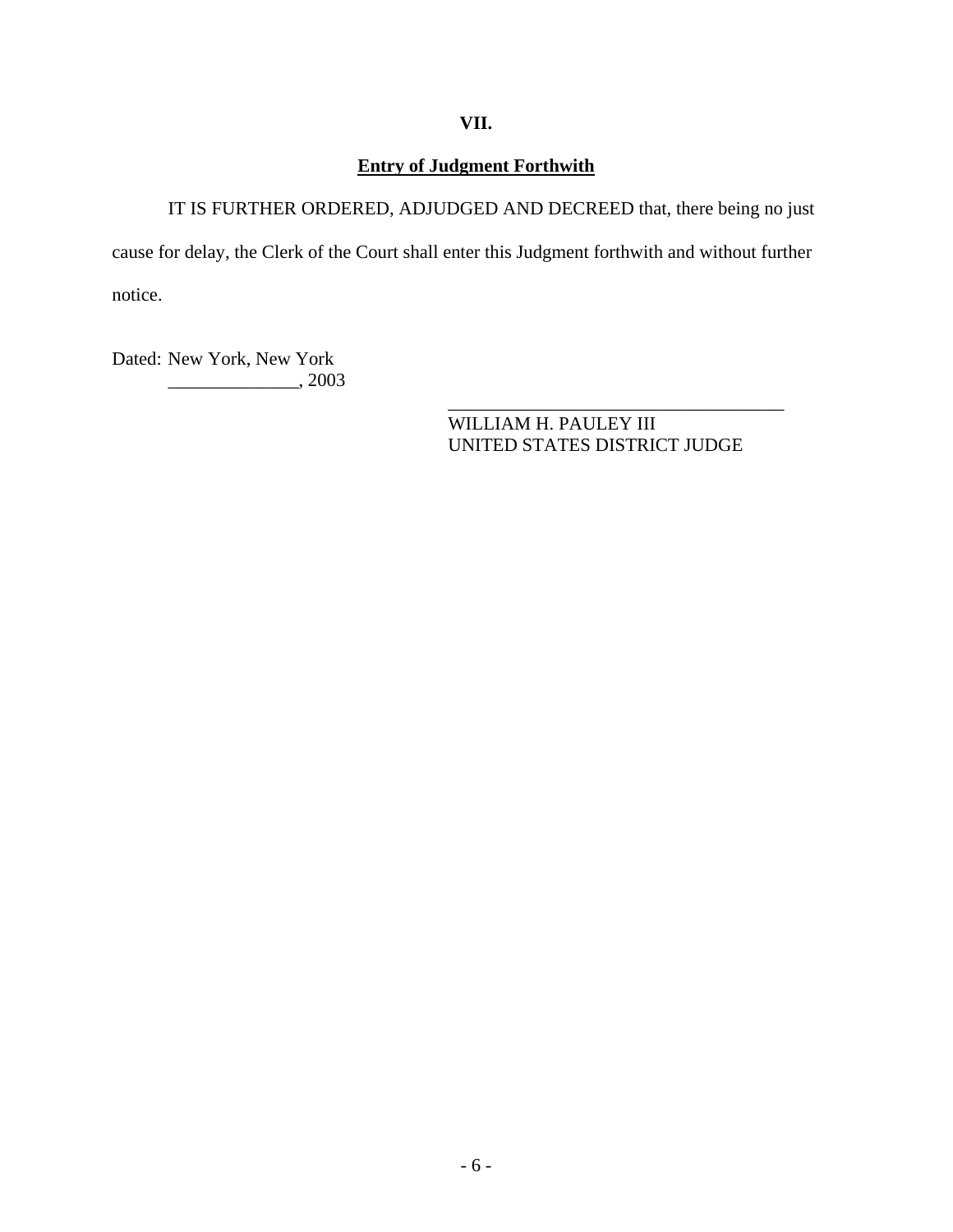## VII.

## **Entry of Judgment Forthwith**

IT IS FURTHER ORDERED, ADJUDGED AND DECREED that, there being no just cause for delay, the Clerk of the Court shall enter this Judgment forthwith and without further notice.

Dated: New York, New York
______________, 2003

_____________________________________
WILLIAM H. PAULEY III
UNITED STATES DISTRICT JUDGE